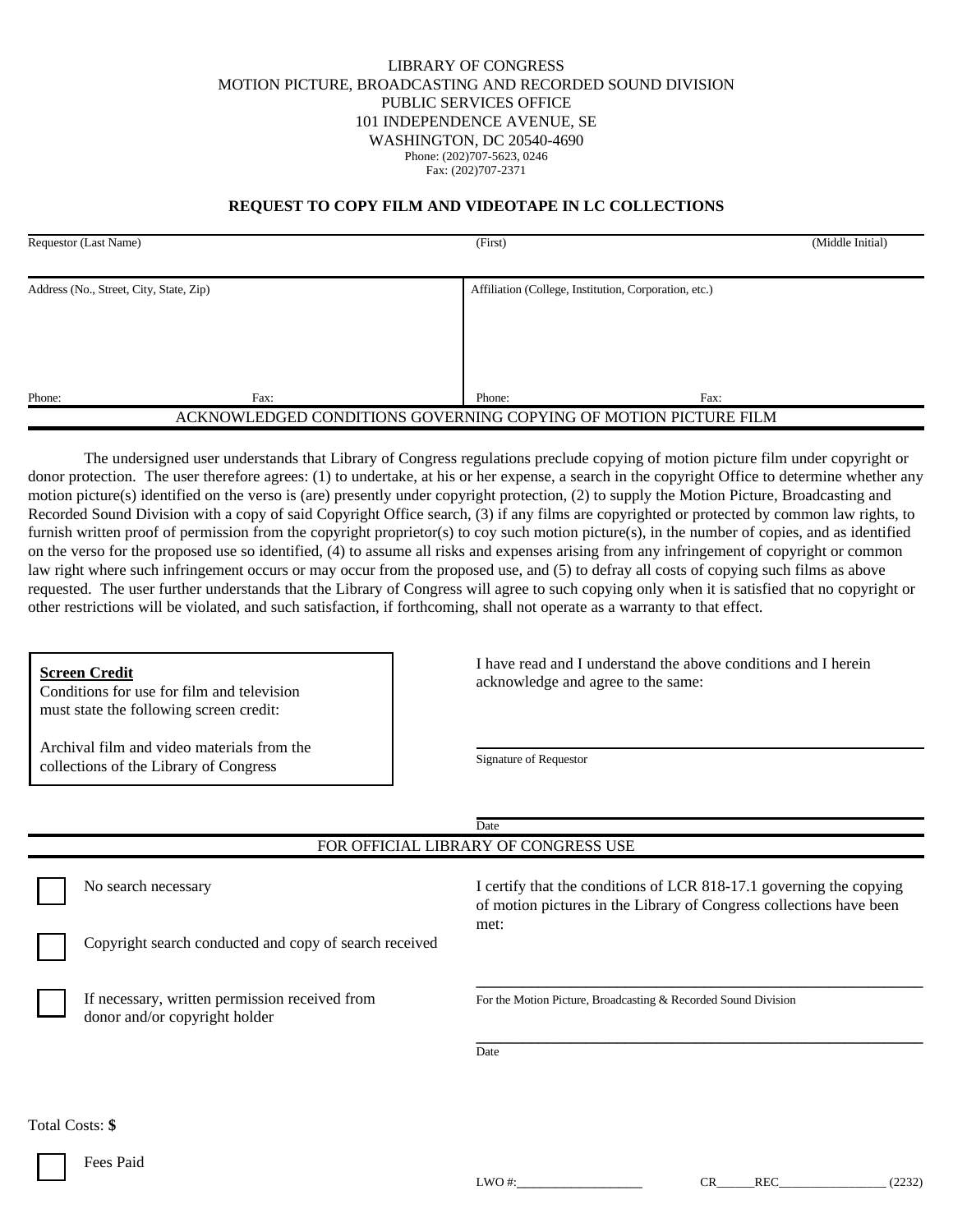LIBRARY OF CONGRESS
MOTION PICTURE, BROADCASTING AND RECORDED SOUND DIVISION
PUBLIC SERVICES OFFICE
101 INDEPENDENCE AVENUE, SE
WASHINGTON, DC 20540-4690
Phone: (202)707-5623, 0246
Fax: (202)707-2371

## REQUEST TO COPY FILM AND VIDEOTAPE IN LC COLLECTIONS

| Requestor (Last Name) | (First) | (Middle Initial) |
|---|---|---|
| | | |

| Address (No., Street, City, State, Zip) | Affiliation (College, Institution, Corporation, etc.) |
|---|---|
| Phone: Fax: | Phone: Fax: |

### ACKNOWLEDGED CONDITIONS GOVERNING COPYING OF MOTION PICTURE FILM

The undersigned user understands that Library of Congress regulations preclude copying of motion picture film under copyright or donor protection. The user therefore agrees: (1) to undertake, at his or her expense, a search in the copyright Office to determine whether any motion picture(s) identified on the verso is (are) presently under copyright protection, (2) to supply the Motion Picture, Broadcasting and Recorded Sound Division with a copy of said Copyright Office search, (3) if any films are copyrighted or protected by common law rights, to furnish written proof of permission from the copyright proprietor(s) to coy such motion picture(s), in the number of copies, and as identified on the verso for the proposed use so identified, (4) to assume all risks and expenses arising from any infringement of copyright or common law right where such infringement occurs or may occur from the proposed use, and (5) to defray all costs of copying such films as above requested. The user further understands that the Library of Congress will agree to such copying only when it is satisfied that no copyright or other restrictions will be violated, and such satisfaction, if forthcoming, shall not operate as a warranty to that effect.

**Screen Credit**
Conditions for use for film and television must state the following screen credit:

Archival film and video materials from the collections of the Library of Congress

I have read and I understand the above conditions and I herein acknowledge and agree to the same:

Signature of Requestor

Date

### FOR OFFICIAL LIBRARY OF CONGRESS USE

☐ No search necessary

☐ Copyright search conducted and copy of search received

☐ If necessary, written permission received from donor and/or copyright holder

I certify that the conditions of LCR 818-17.1 governing the copying of motion pictures in the Library of Congress collections have been met:

For the Motion Picture, Broadcasting & Recorded Sound Division

Date

Total Costs: **$**

☐ Fees Paid

LWO #:____________________ CR______REC__________________ (2232)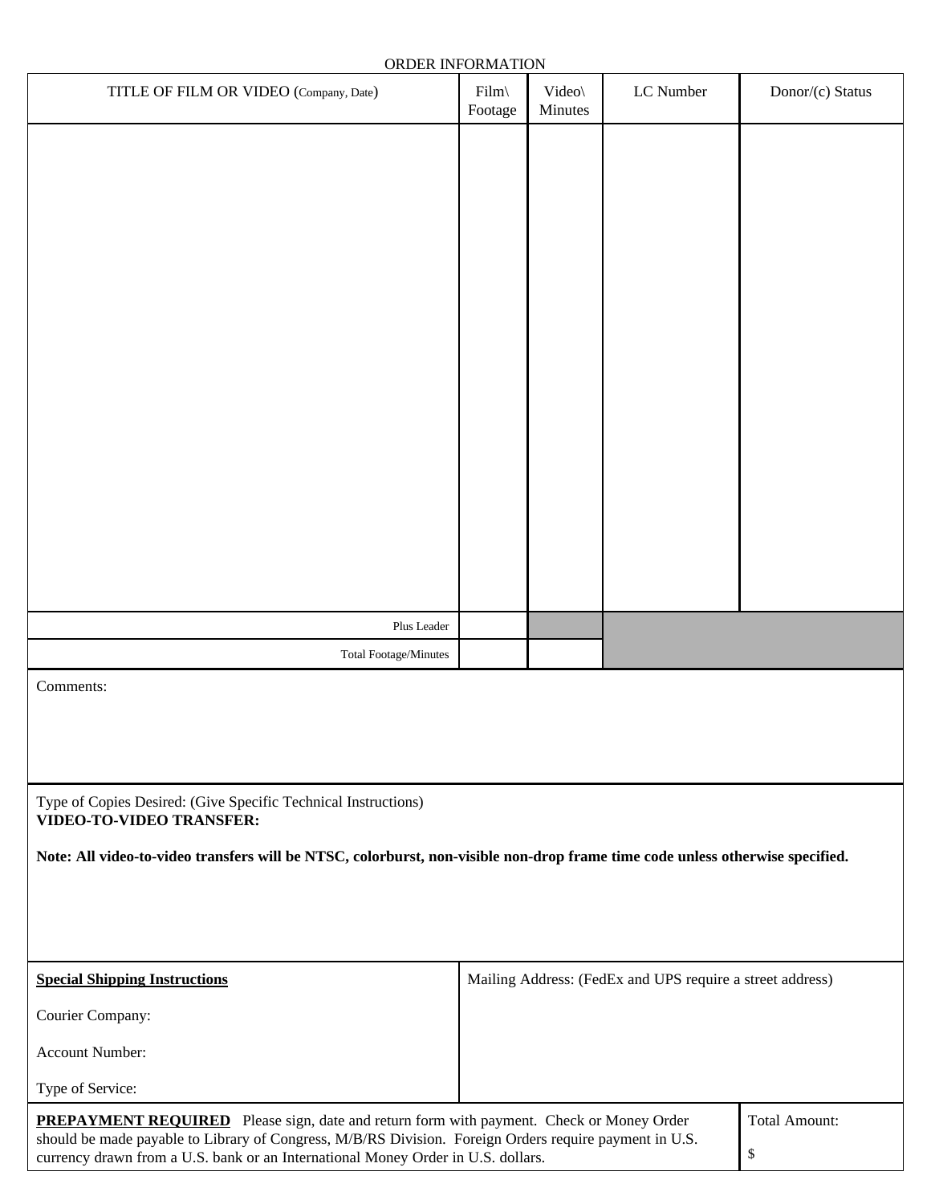ORDER INFORMATION

| TITLE OF FILM OR VIDEO (Company, Date) | Film\ Footage | Video\ Minutes | LC Number | Donor/(c) Status |
|---|---|---|---|---|
| | | | | |
| Plus Leader | | | | |
| Total Footage/Minutes | | | | |

Comments:

Type of Copies Desired: (Give Specific Technical Instructions)
**VIDEO-TO-VIDEO TRANSFER:**

**Note: All video-to-video transfers will be NTSC, colorburst, non-visible non-drop frame time code unless otherwise specified.**

| **Special Shipping Instructions** | Mailing Address: (FedEx and UPS require a street address) |
|---|---|
| Courier Company: | |
| Account Number: | |
| Type of Service: | |

| **PREPAYMENT REQUIRED** Please sign, date and return form with payment. Check or Money Order should be made payable to Library of Congress, M/B/RS Division. Foreign Orders require payment in U.S. currency drawn from a U.S. bank or an International Money Order in U.S. dollars. | Total Amount: $ |
|---|---|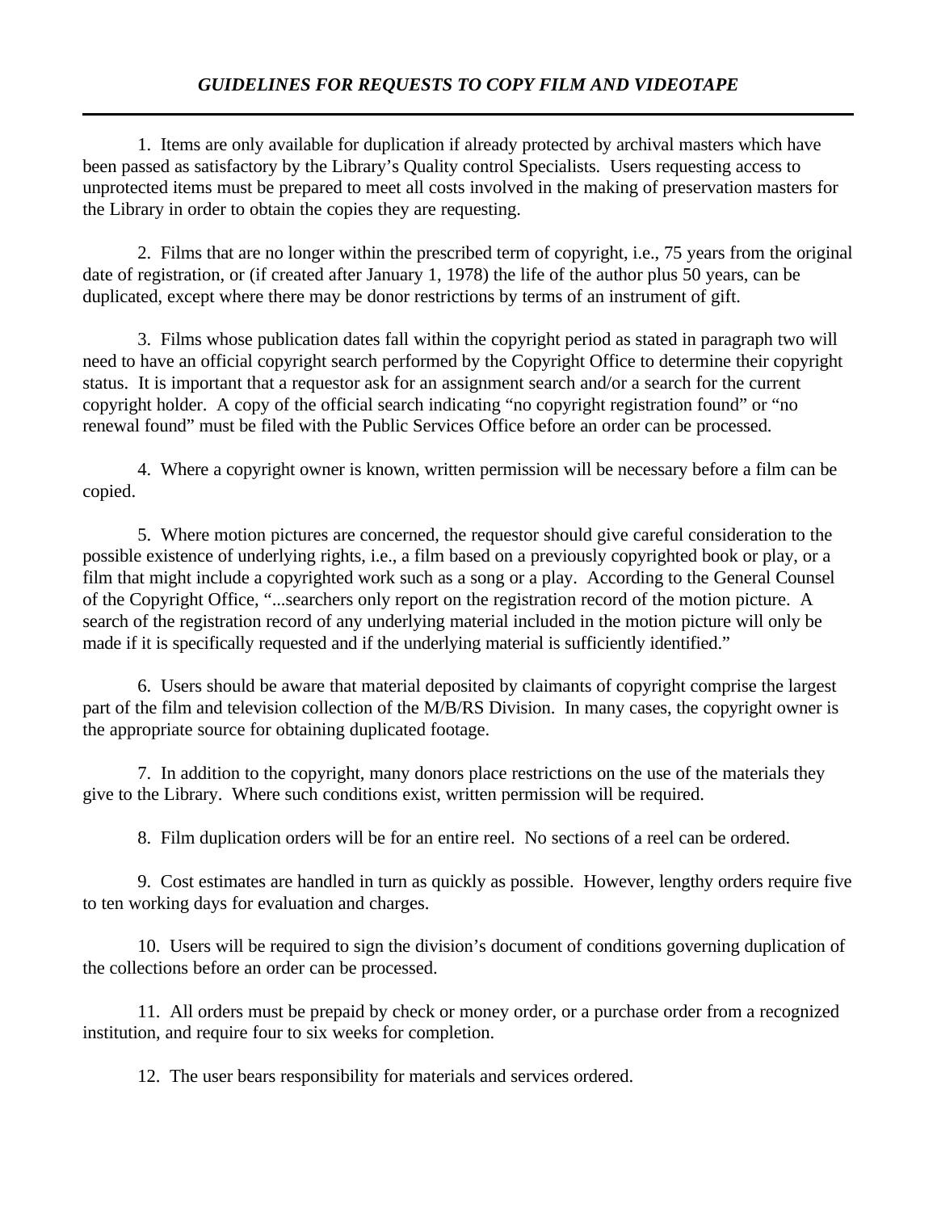## *GUIDELINES FOR REQUESTS TO COPY FILM AND VIDEOTAPE*

1. Items are only available for duplication if already protected by archival masters which have been passed as satisfactory by the Library's Quality control Specialists. Users requesting access to unprotected items must be prepared to meet all costs involved in the making of preservation masters for the Library in order to obtain the copies they are requesting.

2. Films that are no longer within the prescribed term of copyright, i.e., 75 years from the original date of registration, or (if created after January 1, 1978) the life of the author plus 50 years, can be duplicated, except where there may be donor restrictions by terms of an instrument of gift.

3. Films whose publication dates fall within the copyright period as stated in paragraph two will need to have an official copyright search performed by the Copyright Office to determine their copyright status. It is important that a requestor ask for an assignment search and/or a search for the current copyright holder. A copy of the official search indicating "no copyright registration found" or "no renewal found" must be filed with the Public Services Office before an order can be processed.

4. Where a copyright owner is known, written permission will be necessary before a film can be copied.

5. Where motion pictures are concerned, the requestor should give careful consideration to the possible existence of underlying rights, i.e., a film based on a previously copyrighted book or play, or a film that might include a copyrighted work such as a song or a play. According to the General Counsel of the Copyright Office, "...searchers only report on the registration record of the motion picture. A search of the registration record of any underlying material included in the motion picture will only be made if it is specifically requested and if the underlying material is sufficiently identified."

6. Users should be aware that material deposited by claimants of copyright comprise the largest part of the film and television collection of the M/B/RS Division. In many cases, the copyright owner is the appropriate source for obtaining duplicated footage.

7. In addition to the copyright, many donors place restrictions on the use of the materials they give to the Library. Where such conditions exist, written permission will be required.

8. Film duplication orders will be for an entire reel. No sections of a reel can be ordered.

9. Cost estimates are handled in turn as quickly as possible. However, lengthy orders require five to ten working days for evaluation and charges.

10. Users will be required to sign the division's document of conditions governing duplication of the collections before an order can be processed.

11. All orders must be prepaid by check or money order, or a purchase order from a recognized institution, and require four to six weeks for completion.

12. The user bears responsibility for materials and services ordered.